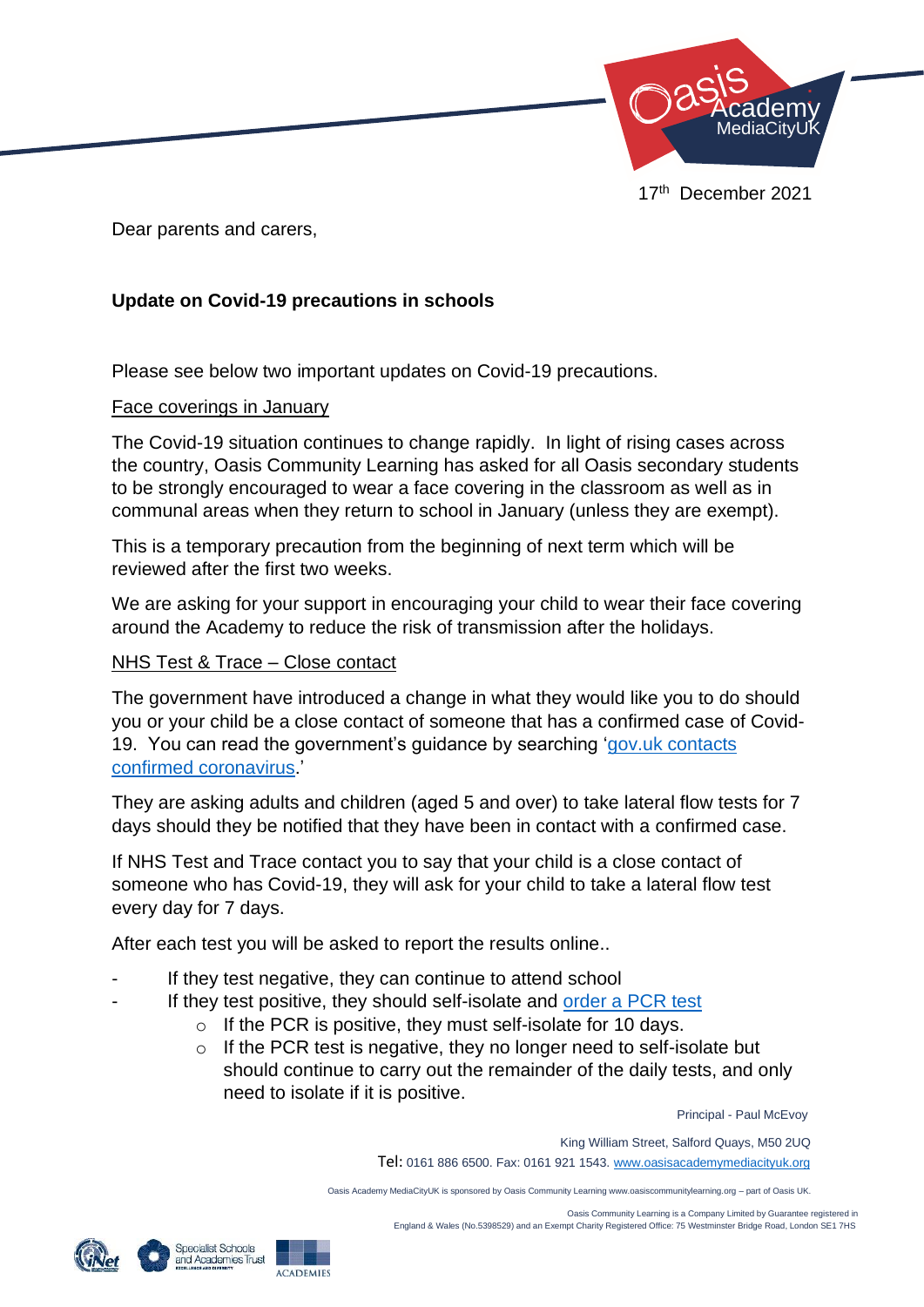17th December 2021

Dear parents and carers,

**Update on Covid-19 precautions in schools**

Please see below two important updates on Covid-19 precautions.

Face coverings in January

The Covid-19 situation continues to change rapidly. In light of rising cases across the country, Oasis Community Learning has asked for all Oasis secondary students to be strongly encouraged to wear a face covering in the classroom as well as in communal areas when they return to school in January (unless they are exempt).

This is a temporary precaution from the beginning of next term which will be reviewed after the first two weeks.

We are asking for your support in encouraging your child to wear their face covering around the Academy to reduce the risk of transmission after the holidays.

NHS Test & Trace – Close contact

The government have introduced a change in what they would like you to do should you or your child be a close contact of someone that has a confirmed case of Covid-19. You can read the government's guidance by searching '[gov.uk contacts confirmed coronavirus](gov.uk contacts confirmed coronavirus).'

They are asking adults and children (aged 5 and over) to take lateral flow tests for 7 days should they be notified that they have been in contact with a confirmed case.

If NHS Test and Trace contact you to say that your child is a close contact of someone who has Covid-19, they will ask for your child to take a lateral flow test every day for 7 days.

After each test you will be asked to report the results online..

- If they test negative, they can continue to attend school
- If they test positive, they should self-isolate and [order a PCR test](order a PCR test)
  - If the PCR is positive, they must self-isolate for 10 days.
  - If the PCR test is negative, they no longer need to self-isolate but should continue to carry out the remainder of the daily tests, and only need to isolate if it is positive.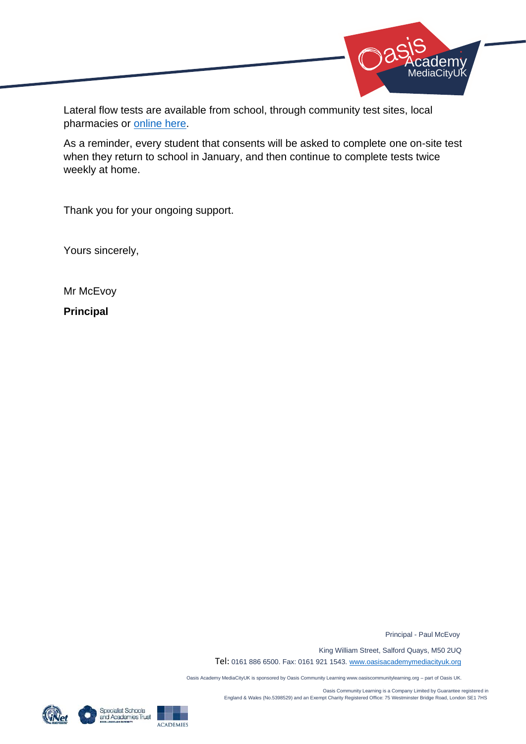Lateral flow tests are available from school, through community test sites, local pharmacies or online here.

As a reminder, every student that consents will be asked to complete one on-site test when they return to school in January, and then continue to complete tests twice weekly at home.

Thank you for your ongoing support.

Yours sincerely,

Mr McEvoy

**Principal**

Principal - Paul McEvoy

King William Street, Salford Quays, M50 2UQ

Tel: 0161 886 6500. Fax: 0161 921 1543. www.oasisacademymediacityuk.org

Oasis Academy MediaCityUK is sponsored by Oasis Community Learning www.oasiscommunitylearning.org – part of Oasis UK.

Oasis Community Learning is a Company Limited by Guarantee registered in England & Wales (No.5398529) and an Exempt Charity Registered Office: 75 Westminster Bridge Road, London SE1 7HS